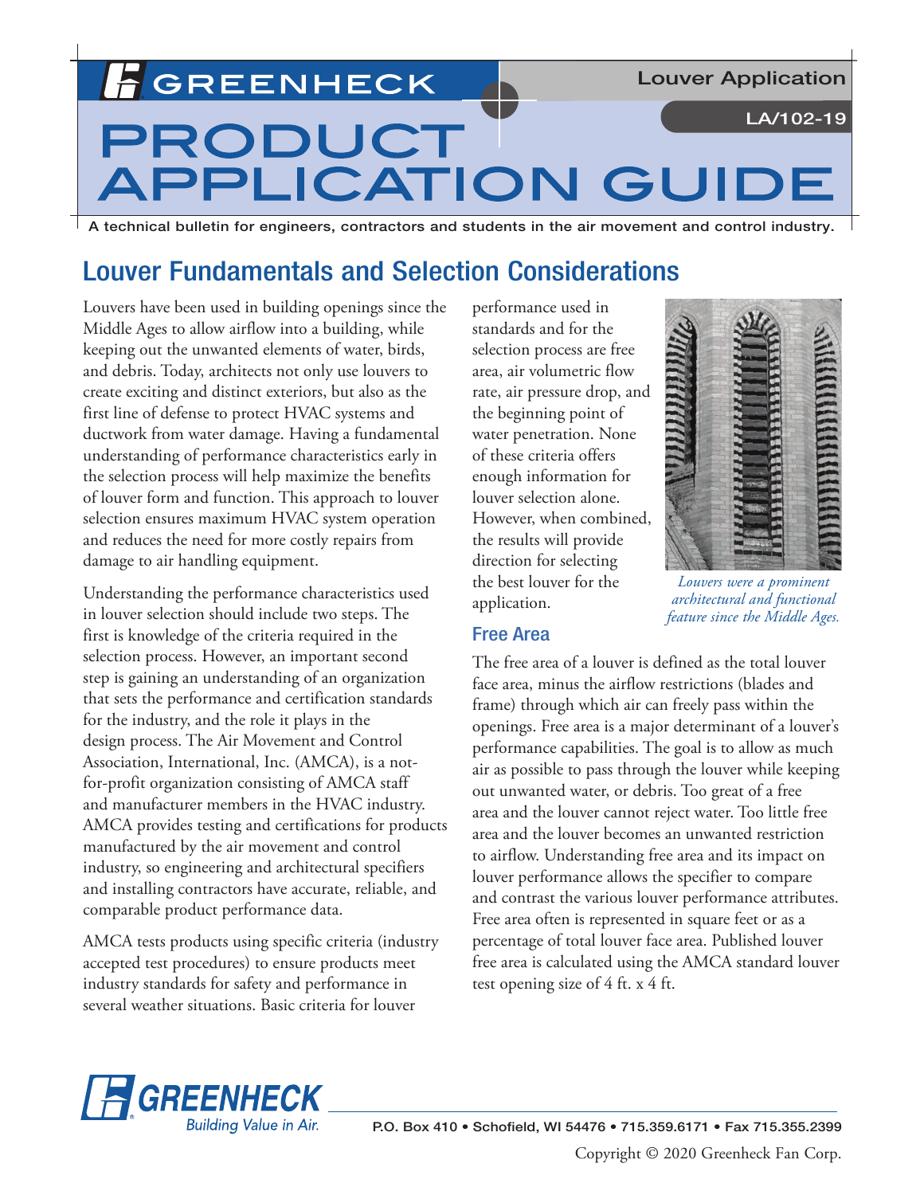# PRODUCT APPLICATION GUIDE

Louver Application

LA/102-19

A technical bulletin for engineers, contractors and students in the air movement and control industry.

## Louver Fundamentals and Selection Considerations

Louvers have been used in building openings since the Middle Ages to allow airflow into a building, while keeping out the unwanted elements of water, birds, and debris. Today, architects not only use louvers to create exciting and distinct exteriors, but also as the first line of defense to protect HVAC systems and ductwork from water damage. Having a fundamental understanding of performance characteristics early in the selection process will help maximize the benefits of louver form and function. This approach to louver selection ensures maximum HVAC system operation and reduces the need for more costly repairs from damage to air handling equipment.

Understanding the performance characteristics used in louver selection should include two steps. The first is knowledge of the criteria required in the selection process. However, an important second step is gaining an understanding of an organization that sets the performance and certification standards for the industry, and the role it plays in the design process. The Air Movement and Control Association, International, Inc. (AMCA), is a not-for-profit organization consisting of AMCA staff and manufacturer members in the HVAC industry. AMCA provides testing and certifications for products manufactured by the air movement and control industry, so engineering and architectural specifiers and installing contractors have accurate, reliable, and comparable product performance data.

AMCA tests products using specific criteria (industry accepted test procedures) to ensure products meet industry standards for safety and performance in several weather situations. Basic criteria for louver performance used in standards and for the selection process are free area, air volumetric flow rate, air pressure drop, and the beginning point of water penetration. None of these criteria offers enough information for louver selection alone. However, when combined, the results will provide direction for selecting the best louver for the application.

*Louvers were a prominent architectural and functional feature since the Middle Ages.*

### Free Area

The free area of a louver is defined as the total louver face area, minus the airflow restrictions (blades and frame) through which air can freely pass within the openings. Free area is a major determinant of a louver's performance capabilities. The goal is to allow as much air as possible to pass through the louver while keeping out unwanted water, or debris. Too great of a free area and the louver cannot reject water. Too little free area and the louver becomes an unwanted restriction to airflow. Understanding free area and its impact on louver performance allows the specifier to compare and contrast the various louver performance attributes. Free area often is represented in square feet or as a percentage of total louver face area. Published louver free area is calculated using the AMCA standard louver test opening size of 4 ft. x 4 ft.

GREENHECK Building Value in Air.

P.O. Box 410 • Schofield, WI 54476 • 715.359.6171 • Fax 715.355.2399

Copyright © 2020 Greenheck Fan Corp.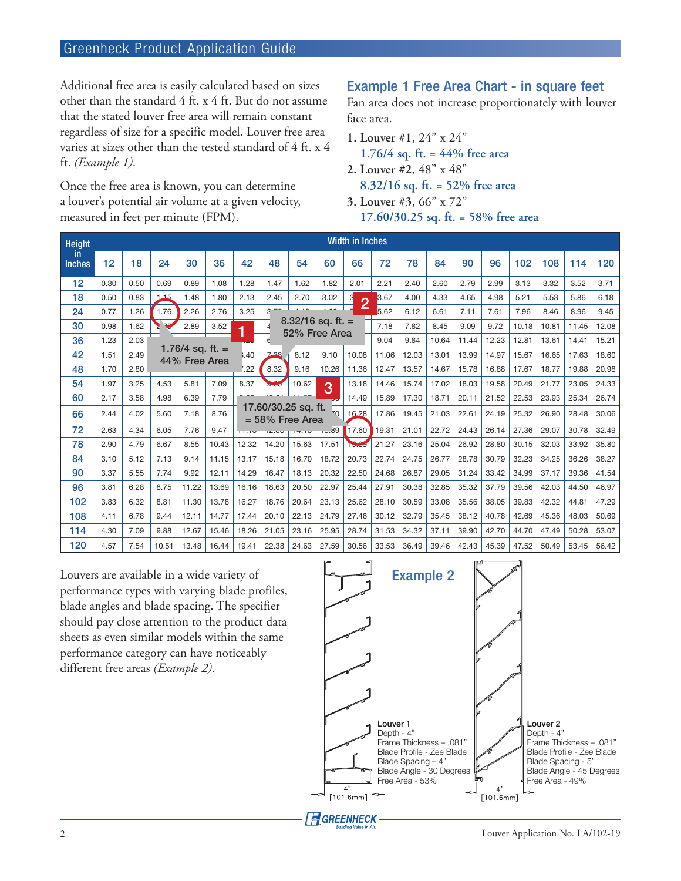Additional free area is easily calculated based on sizes other than the standard 4 ft. x 4 ft. But do not assume that the stated louver free area will remain constant regardless of size for a specific model. Louver free area varies at sizes other than the tested standard of 4 ft. x 4 ft. *(Example 1)*.

Once the free area is known, you can determine a louver's potential air volume at a given velocity, measured in feet per minute (FPM).

## Example 1 Free Area Chart - in square feet

Fan area does not increase proportionally with louver face area.

1. **Louver #1**, 24" x 24"
   **1.76/4 sq. ft. = 44% free area**
2. **Louver #2**, 48" x 48"
   **8.32/16 sq. ft. = 52% free area**
3. **Louver #3**, 66" x 72"
   **17.60/30.25 sq. ft. = 58% free area**

| Height in Inches | Width in Inches | | | | | | | | | | | | | | | | | | |
|---|---|---|---|---|---|---|---|---|---|---|---|---|---|---|---|---|---|---|---|
| | **12** | **18** | **24** | **30** | **36** | **42** | **48** | **54** | **60** | **66** | **72** | **78** | **84** | **90** | **96** | **102** | **108** | **114** | **120** |
| **12** | 0.30 | 0.50 | 0.69 | 0.89 | 1.08 | 1.28 | 1.47 | 1.62 | 1.82 | 2.01 | 2.21 | 2.40 | 2.60 | 2.79 | 2.99 | 3.13 | 3.32 | 3.52 | 3.71 |
| **18** | 0.50 | 0.83 | 1.15 | 1.48 | 1.80 | 2.13 | 2.45 | 2.70 | 3.02 | | 3.67 | 4.00 | 4.33 | 4.65 | 4.98 | 5.21 | 5.53 | 5.86 | 6.18 |
| **24** | 0.77 | 1.26 | 1.76 | 2.26 | 2.76 | 3.25 | | | | | 5.62 | 6.12 | 6.61 | 7.11 | 7.61 | 7.96 | 8.46 | 8.96 | 9.45 |
| **30** | 0.98 | 1.62 | | 2.89 | 3.52 | | | | | | 7.18 | 7.82 | 8.45 | 9.09 | 9.72 | 10.18 | 10.81 | 11.45 | 12.08 |
| **36** | 1.23 | 2.03 | | | | | | | | | 9.04 | 9.84 | 10.64 | 11.44 | 12.23 | 12.81 | 13.61 | 14.41 | 15.21 |
| **42** | 1.51 | 2.49 | | | | | | 8.12 | 9.10 | 10.08 | 11.06 | 12.03 | 13.01 | 13.99 | 14.97 | 15.67 | 16.65 | 17.63 | 18.60 |
| **48** | 1.70 | 2.80 | | | | | 8.32 | 9.16 | 10.26 | 11.36 | 12.47 | 13.57 | 14.67 | 15.78 | 16.88 | 17.67 | 18.77 | 19.88 | 20.98 |
| **54** | 1.97 | 3.25 | 4.53 | 5.81 | 7.09 | 8.37 | | 10.62 | | 13.18 | 14.46 | 15.74 | 17.02 | 18.03 | 19.58 | 20.49 | 21.77 | 23.05 | 24.33 |
| **60** | 2.17 | 3.58 | 4.98 | 6.39 | 7.79 | | | | | 14.49 | 15.89 | 17.30 | 18.71 | 20.11 | 21.52 | 22.53 | 23.93 | 25.34 | 26.74 |
| **66** | 2.44 | 4.02 | 5.60 | 7.18 | 8.76 | | | | | 16.28 | 17.86 | 19.45 | 21.03 | 22.61 | 24.19 | 25.32 | 26.90 | 28.48 | 30.06 |
| **72** | 2.63 | 4.34 | 6.05 | 7.76 | 9.47 | | | | | 17.60 | 19.31 | 21.01 | 22.72 | 24.43 | 26.14 | 27.36 | 29.07 | 30.78 | 32.49 |
| **78** | 2.90 | 4.79 | 6.67 | 8.55 | 10.43 | 12.32 | 14.20 | 15.63 | 17.51 | 19.39 | 21.27 | 23.16 | 25.04 | 26.92 | 28.80 | 30.15 | 32.03 | 33.92 | 35.80 |
| **84** | 3.10 | 5.12 | 7.13 | 9.14 | 11.15 | 13.17 | 15.18 | 16.70 | 18.72 | 20.73 | 22.74 | 24.75 | 26.77 | 28.78 | 30.79 | 32.23 | 34.25 | 36.26 | 38.27 |
| **90** | 3.37 | 5.55 | 7.74 | 9.92 | 12.11 | 14.29 | 16.47 | 18.13 | 20.32 | 22.50 | 24.68 | 26.87 | 29.05 | 31.24 | 33.42 | 34.99 | 37.17 | 39.36 | 41.54 |
| **96** | 3.81 | 6.28 | 8.75 | 11.22 | 13.69 | 16.16 | 18.63 | 20.50 | 22.97 | 25.44 | 27.91 | 30.38 | 32.85 | 35.32 | 37.79 | 39.56 | 42.03 | 44.50 | 46.97 |
| **102** | 3.83 | 6.32 | 8.81 | 11.30 | 13.78 | 16.27 | 18.76 | 20.64 | 23.13 | 25.62 | 28.10 | 30.59 | 33.08 | 35.56 | 38.05 | 39.83 | 42.32 | 44.81 | 47.29 |
| **108** | 4.11 | 6.78 | 9.44 | 12.11 | 14.77 | 17.44 | 20.10 | 22.13 | 24.79 | 27.46 | 30.12 | 32.79 | 35.45 | 38.12 | 40.78 | 42.69 | 45.36 | 48.03 | 50.69 |
| **114** | 4.30 | 7.09 | 9.88 | 12.67 | 15.46 | 18.26 | 21.05 | 23.16 | 25.95 | 28.74 | 31.53 | 34.32 | 37.11 | 39.90 | 42.70 | 44.70 | 47.49 | 50.28 | 53.07 |
| **120** | 4.57 | 7.54 | 10.51 | 13.48 | 16.44 | 19.41 | 22.38 | 24.63 | 27.59 | 30.56 | 33.53 | 36.49 | 39.46 | 42.43 | 45.39 | 47.52 | 50.49 | 53.45 | 56.42 |

1 — 1.76/4 sq. ft. = 44% Free Area

2 — 8.32/16 sq. ft. = 52% Free Area

3 — 17.60/30.25 sq. ft. = 58% Free Area

Louvers are available in a wide variety of performance types with varying blade profiles, blade angles and blade spacing. The specifier should pay close attention to the product data sheets as even similar models within the same performance category can have noticeably different free areas *(Example 2)*.

## Example 2

**Louver 1**
Depth - 4"
Frame Thickness – .081"
Blade Profile - Zee Blade
Blade Spacing – 4"
Blade Angle - 30 Degrees
Free Area - 53%

4" [101.6mm]

**Louver 2**
Depth - 4"
Frame Thickness – .081"
Blade Profile - Zee Blade
Blade Spacing - 5"
Blade Angle - 45 Degrees
Free Area - 49%

4" [101.6mm]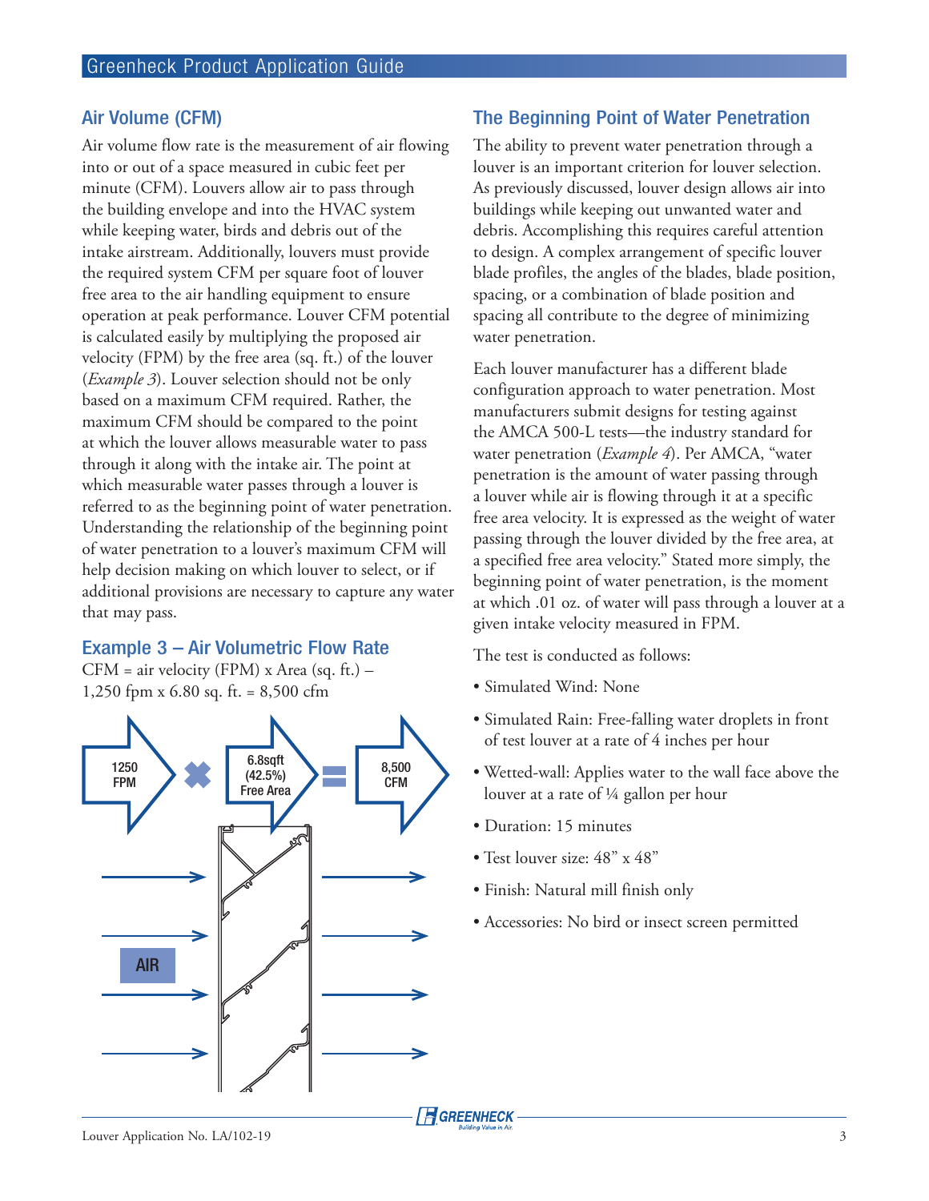## Air Volume (CFM)

Air volume flow rate is the measurement of air flowing into or out of a space measured in cubic feet per minute (CFM). Louvers allow air to pass through the building envelope and into the HVAC system while keeping water, birds and debris out of the intake airstream. Additionally, louvers must provide the required system CFM per square foot of louver free area to the air handling equipment to ensure operation at peak performance. Louver CFM potential is calculated easily by multiplying the proposed air velocity (FPM) by the free area (sq. ft.) of the louver (*Example 3*). Louver selection should not be only based on a maximum CFM required. Rather, the maximum CFM should be compared to the point at which the louver allows measurable water to pass through it along with the intake air. The point at which measurable water passes through a louver is referred to as the beginning point of water penetration. Understanding the relationship of the beginning point of water penetration to a louver's maximum CFM will help decision making on which louver to select, or if additional provisions are necessary to capture any water that may pass.

### Example 3 – Air Volumetric Flow Rate

CFM = air velocity (FPM) x Area (sq. ft.) –
1,250 fpm x 6.80 sq. ft. = 8,500 cfm

1250 FPM × 6.8sqft (42.5%) Free Area = 8,500 CFM

AIR

## The Beginning Point of Water Penetration

The ability to prevent water penetration through a louver is an important criterion for louver selection. As previously discussed, louver design allows air into buildings while keeping out unwanted water and debris. Accomplishing this requires careful attention to design. A complex arrangement of specific louver blade profiles, the angles of the blades, blade position, spacing, or a combination of blade position and spacing all contribute to the degree of minimizing water penetration.

Each louver manufacturer has a different blade configuration approach to water penetration. Most manufacturers submit designs for testing against the AMCA 500-L tests—the industry standard for water penetration (*Example 4*). Per AMCA, "water penetration is the amount of water passing through a louver while air is flowing through it at a specific free area velocity. It is expressed as the weight of water passing through the louver divided by the free area, at a specified free area velocity." Stated more simply, the beginning point of water penetration, is the moment at which .01 oz. of water will pass through a louver at a given intake velocity measured in FPM.

The test is conducted as follows:

- Simulated Wind: None
- Simulated Rain: Free-falling water droplets in front of test louver at a rate of 4 inches per hour
- Wetted-wall: Applies water to the wall face above the louver at a rate of ¼ gallon per hour
- Duration: 15 minutes
- Test louver size: 48" x 48"
- Finish: Natural mill finish only
- Accessories: No bird or insect screen permitted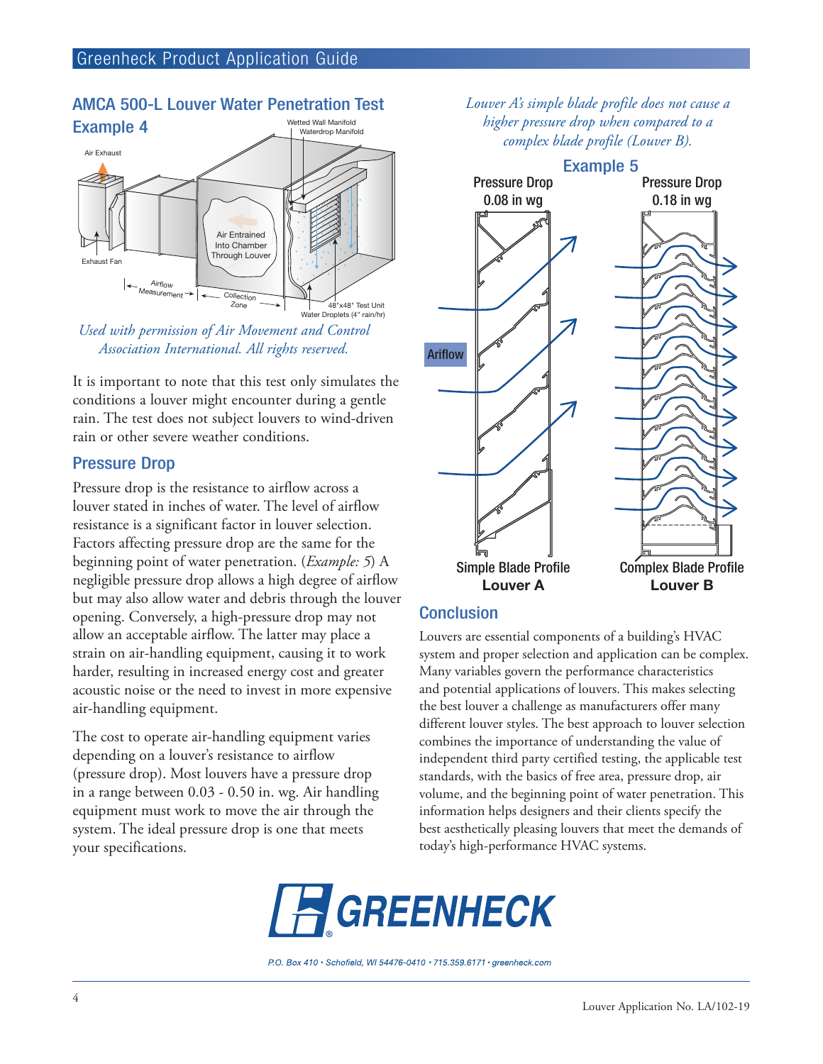## AMCA 500-L Louver Water Penetration Test

### Example 4

Air Exhaust

Wetted Wall Manifold

Waterdrop Manifold

Air Entrained Into Chamber Through Louver

Exhaust Fan

Airflow Measurement

Collection Zone

48"x48" Test Unit

Water Droplets (4" rain/hr)

*Used with permission of Air Movement and Control Association International. All rights reserved.*

It is important to note that this test only simulates the conditions a louver might encounter during a gentle rain. The test does not subject louvers to wind-driven rain or other severe weather conditions.

## Pressure Drop

Pressure drop is the resistance to airflow across a louver stated in inches of water. The level of airflow resistance is a significant factor in louver selection. Factors affecting pressure drop are the same for the beginning point of water penetration. (*Example: 5*) A negligible pressure drop allows a high degree of airflow but may also allow water and debris through the louver opening. Conversely, a high-pressure drop may not allow an acceptable airflow. The latter may place a strain on air-handling equipment, causing it to work harder, resulting in increased energy cost and greater acoustic noise or the need to invest in more expensive air-handling equipment.

The cost to operate air-handling equipment varies depending on a louver's resistance to airflow (pressure drop). Most louvers have a pressure drop in a range between 0.03 - 0.50 in. wg. Air handling equipment must work to move the air through the system. The ideal pressure drop is one that meets your specifications.

*Louver A's simple blade profile does not cause a higher pressure drop when compared to a complex blade profile (Louver B).*

### Example 5

Pressure Drop 0.08 in wg

Pressure Drop 0.18 in wg

Ariflow

Simple Blade Profile
**Louver A**

Complex Blade Profile
**Louver B**

## Conclusion

Louvers are essential components of a building's HVAC system and proper selection and application can be complex. Many variables govern the performance characteristics and potential applications of louvers. This makes selecting the best louver a challenge as manufacturers offer many different louver styles. The best approach to louver selection combines the importance of understanding the value of independent third party certified testing, the applicable test standards, with the basics of free area, pressure drop, air volume, and the beginning point of water penetration. This information helps designers and their clients specify the best aesthetically pleasing louvers that meet the demands of today's high-performance HVAC systems.

GREENHECK

*P.O. Box 410 • Schofield, WI 54476-0410 • 715.359.6171 • greenheck.com*

Louver Application No. LA/102-19